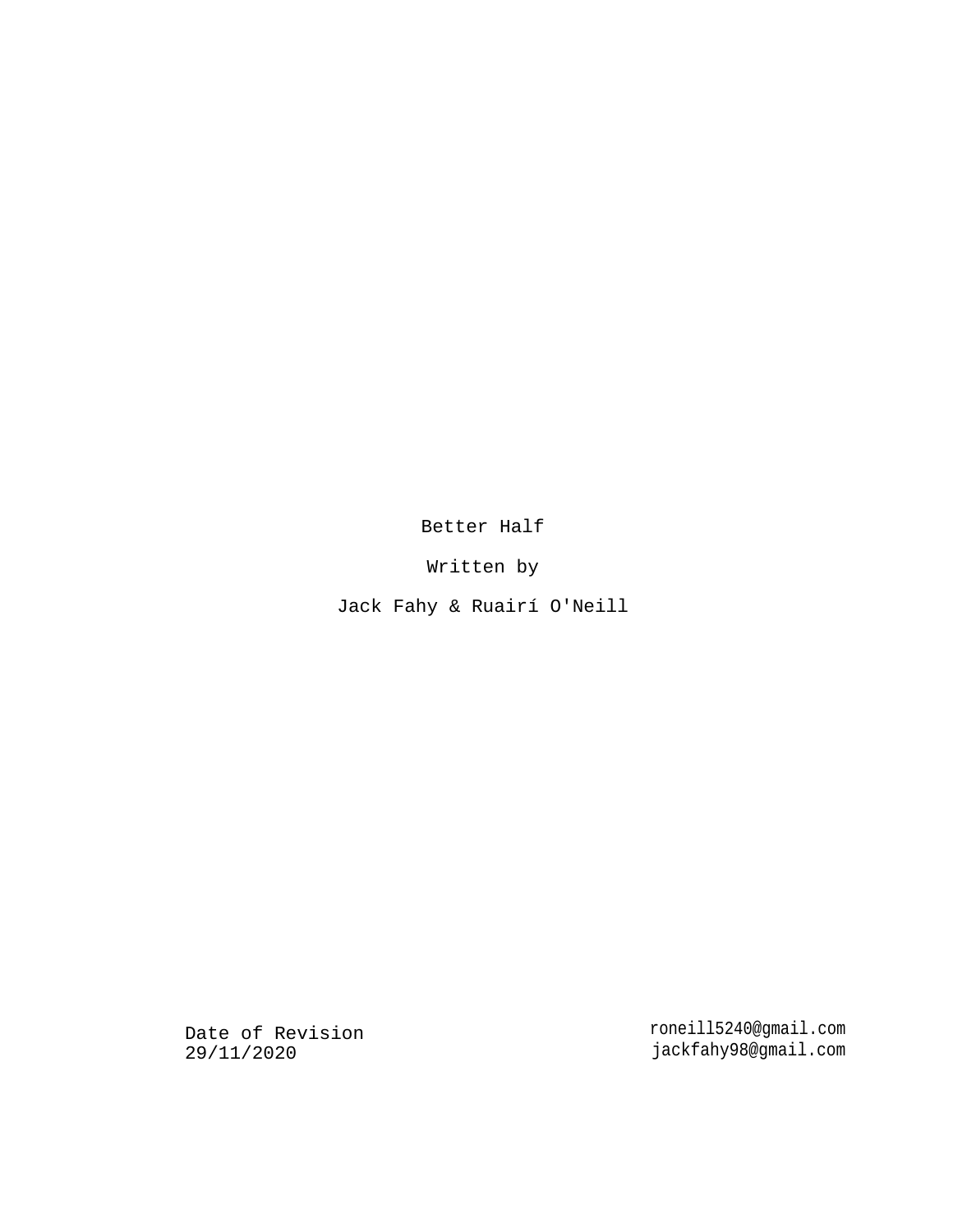# Better Half

Written by

Jack Fahy & Ruairí O'Neill

Date of Revision
29/11/2020

roneill5240@gmail.com
jackfahy98@gmail.com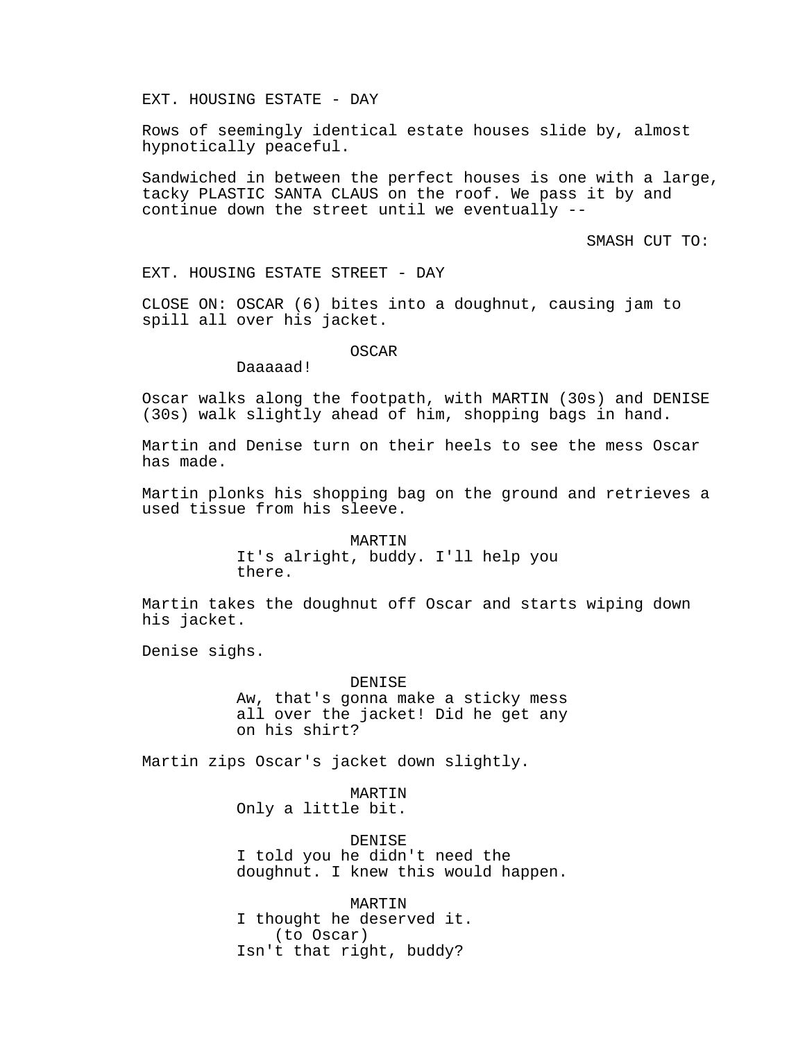EXT. HOUSING ESTATE - DAY

Rows of seemingly identical estate houses slide by, almost hypnotically peaceful.

Sandwiched in between the perfect houses is one with a large, tacky PLASTIC SANTA CLAUS on the roof. We pass it by and continue down the street until we eventually --

SMASH CUT TO:

EXT. HOUSING ESTATE STREET - DAY

CLOSE ON: OSCAR (6) bites into a doughnut, causing jam to spill all over his jacket.

OSCAR
Daaaaad!

Oscar walks along the footpath, with MARTIN (30s) and DENISE (30s) walk slightly ahead of him, shopping bags in hand.

Martin and Denise turn on their heels to see the mess Oscar has made.

Martin plonks his shopping bag on the ground and retrieves a used tissue from his sleeve.

MARTIN
It's alright, buddy. I'll help you there.

Martin takes the doughnut off Oscar and starts wiping down his jacket.

Denise sighs.

DENISE
Aw, that's gonna make a sticky mess all over the jacket! Did he get any on his shirt?

Martin zips Oscar's jacket down slightly.

MARTIN
Only a little bit.

DENISE
I told you he didn't need the doughnut. I knew this would happen.

MARTIN
I thought he deserved it.
(to Oscar)
Isn't that right, buddy?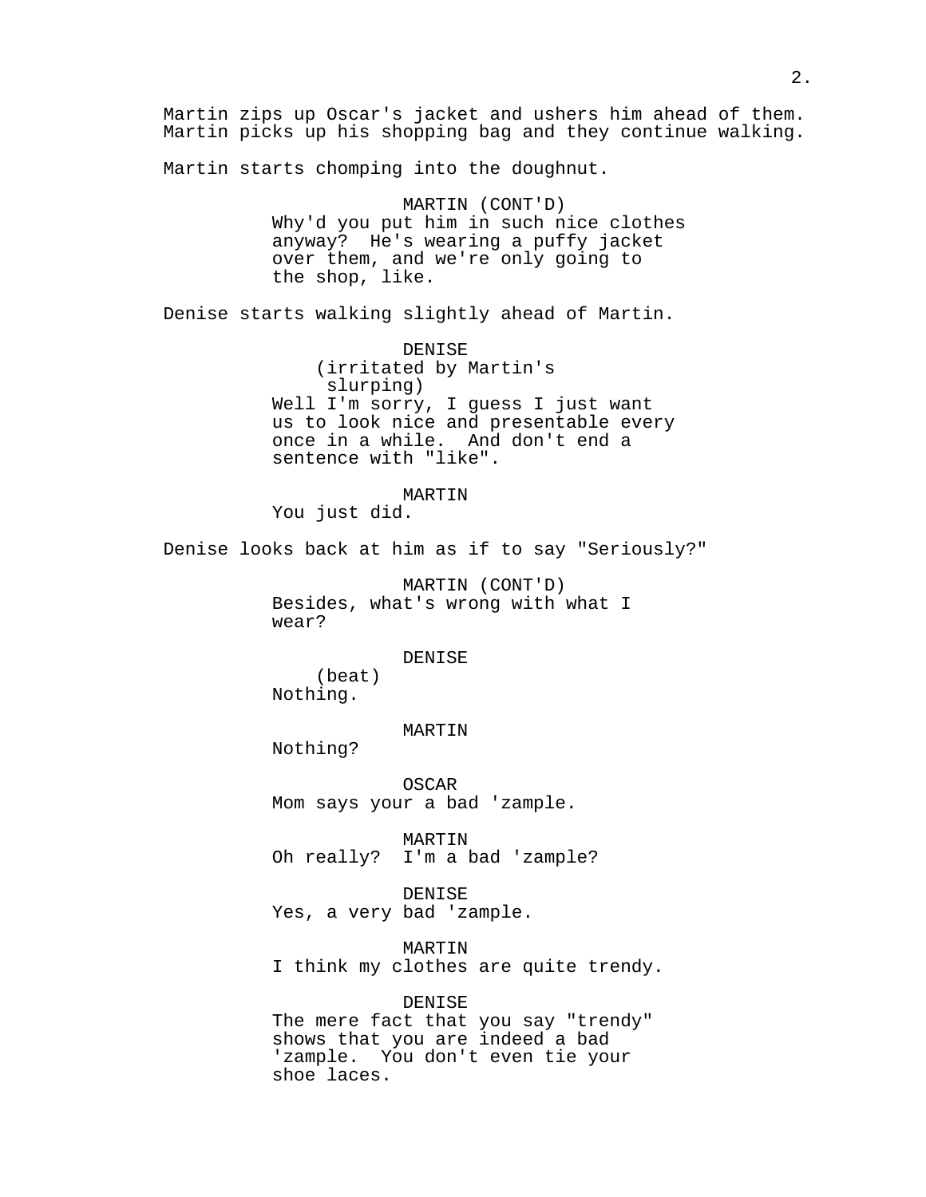Martin zips up Oscar's jacket and ushers him ahead of them. Martin picks up his shopping bag and they continue walking.

Martin starts chomping into the doughnut.

MARTIN (CONT'D)
Why'd you put him in such nice clothes anyway? He's wearing a puffy jacket over them, and we're only going to the shop, like.

Denise starts walking slightly ahead of Martin.

DENISE
(irritated by Martin's slurping)
Well I'm sorry, I guess I just want us to look nice and presentable every once in a while. And don't end a sentence with "like".

MARTIN
You just did.

Denise looks back at him as if to say "Seriously?"

MARTIN (CONT'D)
Besides, what's wrong with what I wear?

DENISE
(beat)
Nothing.

MARTIN
Nothing?

OSCAR
Mom says your a bad 'zample.

MARTIN
Oh really? I'm a bad 'zample?

DENISE
Yes, a very bad 'zample.

MARTIN
I think my clothes are quite trendy.

DENISE
The mere fact that you say "trendy" shows that you are indeed a bad 'zample. You don't even tie your shoe laces.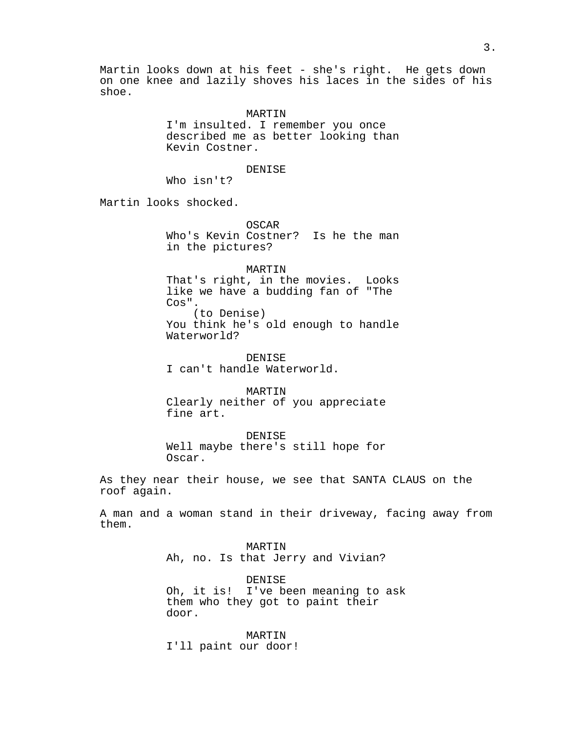Martin looks down at his feet - she's right. He gets down on one knee and lazily shoves his laces in the sides of his shoe.

MARTIN
I'm insulted. I remember you once described me as better looking than Kevin Costner.

DENISE
Who isn't?

Martin looks shocked.

OSCAR
Who's Kevin Costner? Is he the man in the pictures?

MARTIN
That's right, in the movies. Looks like we have a budding fan of "The Cos".
(to Denise)
You think he's old enough to handle Waterworld?

DENISE
I can't handle Waterworld.

MARTIN
Clearly neither of you appreciate fine art.

DENISE
Well maybe there's still hope for Oscar.

As they near their house, we see that SANTA CLAUS on the roof again.

A man and a woman stand in their driveway, facing away from them.

MARTIN
Ah, no. Is that Jerry and Vivian?

DENISE
Oh, it is! I've been meaning to ask them who they got to paint their door.

MARTIN
I'll paint our door!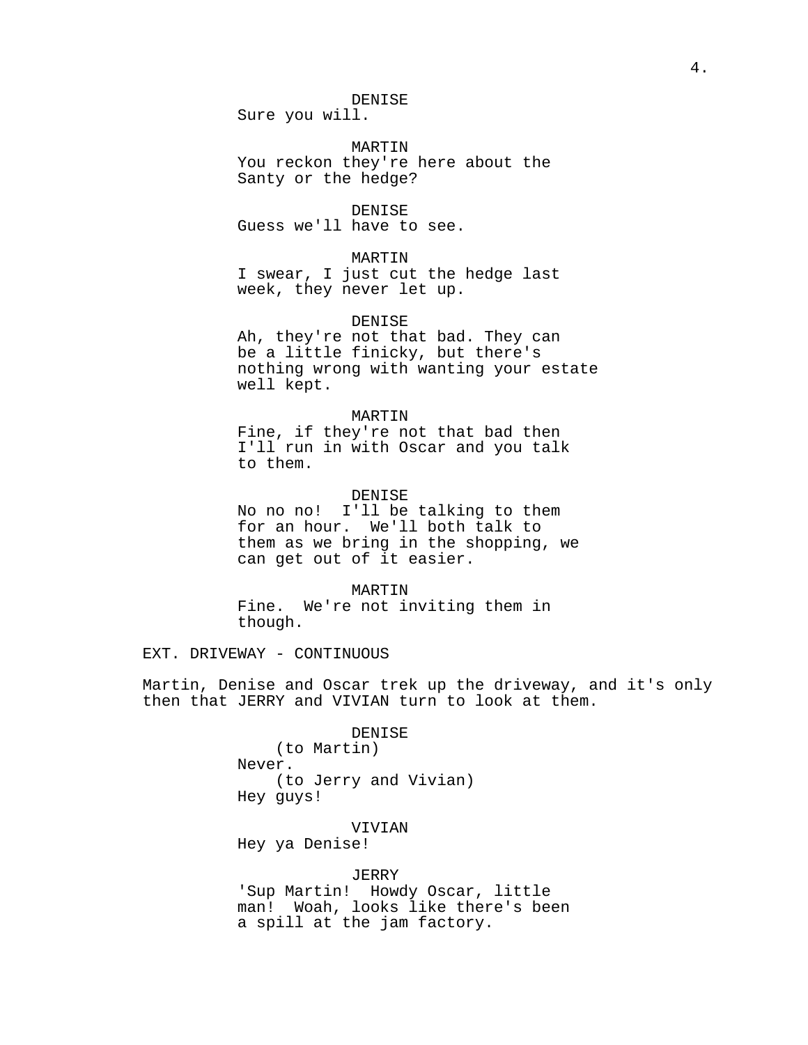DENISE
Sure you will.

MARTIN
You reckon they're here about the Santy or the hedge?

DENISE
Guess we'll have to see.

MARTIN
I swear, I just cut the hedge last week, they never let up.

DENISE
Ah, they're not that bad. They can be a little finicky, but there's nothing wrong with wanting your estate well kept.

MARTIN
Fine, if they're not that bad then I'll run in with Oscar and you talk to them.

DENISE
No no no! I'll be talking to them for an hour. We'll both talk to them as we bring in the shopping, we can get out of it easier.

MARTIN
Fine. We're not inviting them in though.

EXT. DRIVEWAY - CONTINUOUS

Martin, Denise and Oscar trek up the driveway, and it's only then that JERRY and VIVIAN turn to look at them.

DENISE
(to Martin)
Never.
(to Jerry and Vivian)
Hey guys!

VIVIAN
Hey ya Denise!

JERRY
'Sup Martin! Howdy Oscar, little man! Woah, looks like there's been a spill at the jam factory.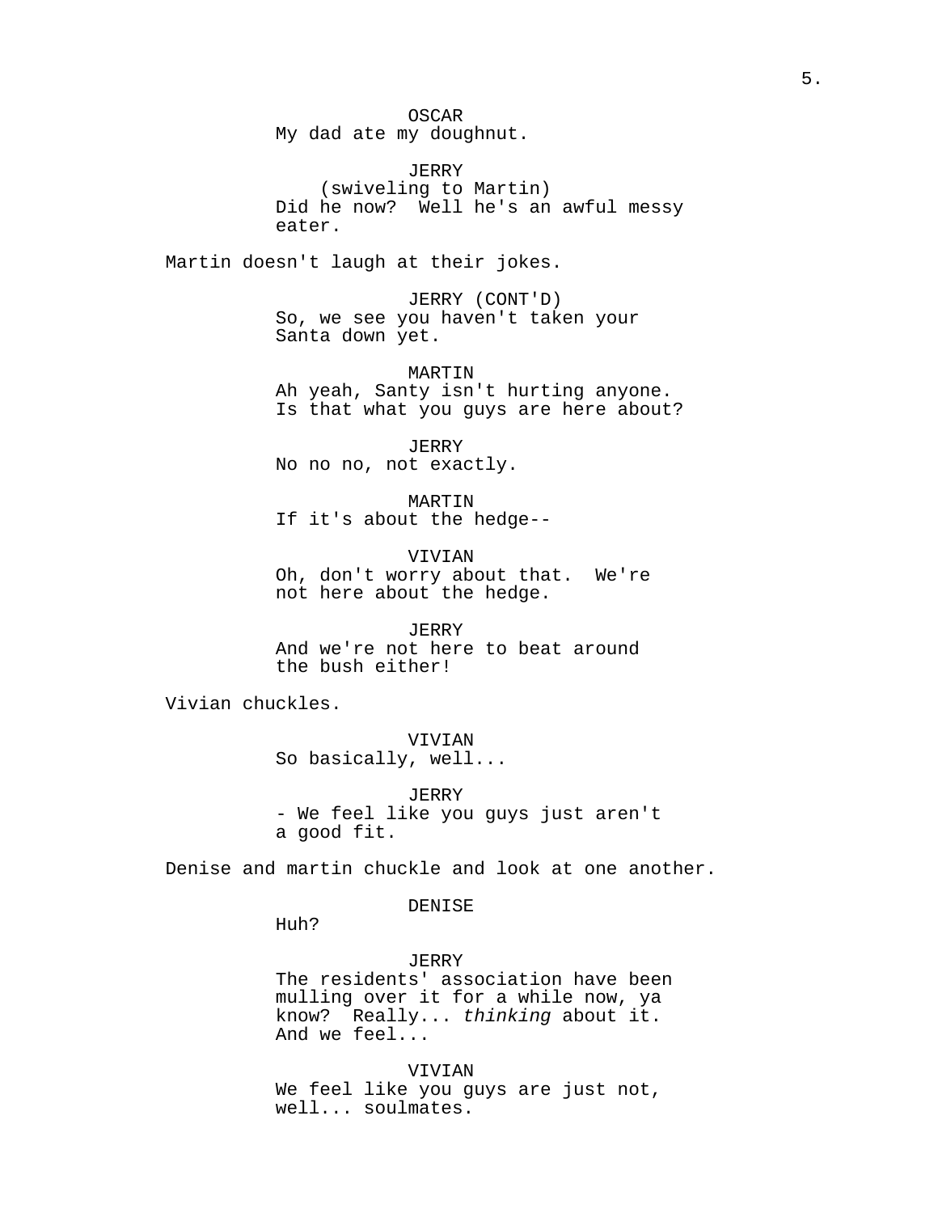OSCAR
My dad ate my doughnut.

JERRY
(swiveling to Martin)
Did he now? Well he's an awful messy eater.

Martin doesn't laugh at their jokes.

JERRY (CONT'D)
So, we see you haven't taken your Santa down yet.

MARTIN
Ah yeah, Santy isn't hurting anyone. Is that what you guys are here about?

JERRY
No no no, not exactly.

MARTIN
If it's about the hedge--

VIVIAN
Oh, don't worry about that. We're not here about the hedge.

JERRY
And we're not here to beat around the bush either!

Vivian chuckles.

VIVIAN
So basically, well...

JERRY
- We feel like you guys just aren't a good fit.

Denise and martin chuckle and look at one another.

DENISE
Huh?

JERRY
The residents' association have been mulling over it for a while now, ya know? Really... *thinking* about it. And we feel...

VIVIAN
We feel like you guys are just not, well... soulmates.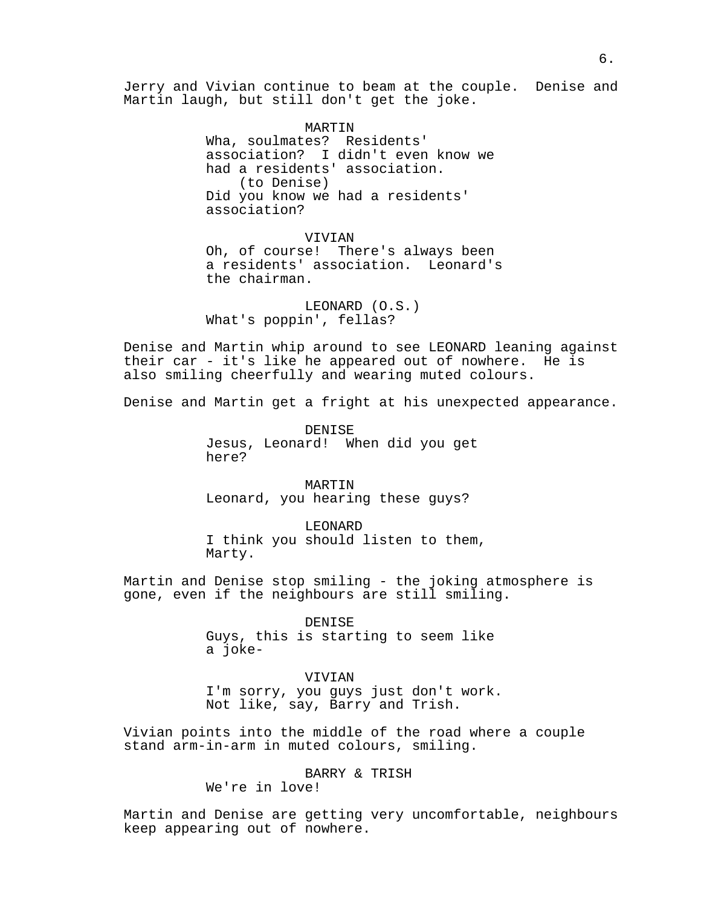Jerry and Vivian continue to beam at the couple. Denise and Martin laugh, but still don't get the joke.

MARTIN
Wha, soulmates? Residents' association? I didn't even know we had a residents' association.
(to Denise)
Did you know we had a residents' association?

VIVIAN
Oh, of course! There's always been a residents' association. Leonard's the chairman.

LEONARD (O.S.)
What's poppin', fellas?

Denise and Martin whip around to see LEONARD leaning against their car - it's like he appeared out of nowhere. He is also smiling cheerfully and wearing muted colours.

Denise and Martin get a fright at his unexpected appearance.

DENISE
Jesus, Leonard! When did you get here?

MARTIN
Leonard, you hearing these guys?

LEONARD
I think you should listen to them, Marty.

Martin and Denise stop smiling - the joking atmosphere is gone, even if the neighbours are still smiling.

DENISE
Guys, this is starting to seem like a joke-

VIVIAN
I'm sorry, you guys just don't work. Not like, say, Barry and Trish.

Vivian points into the middle of the road where a couple stand arm-in-arm in muted colours, smiling.

BARRY & TRISH
We're in love!

Martin and Denise are getting very uncomfortable, neighbours keep appearing out of nowhere.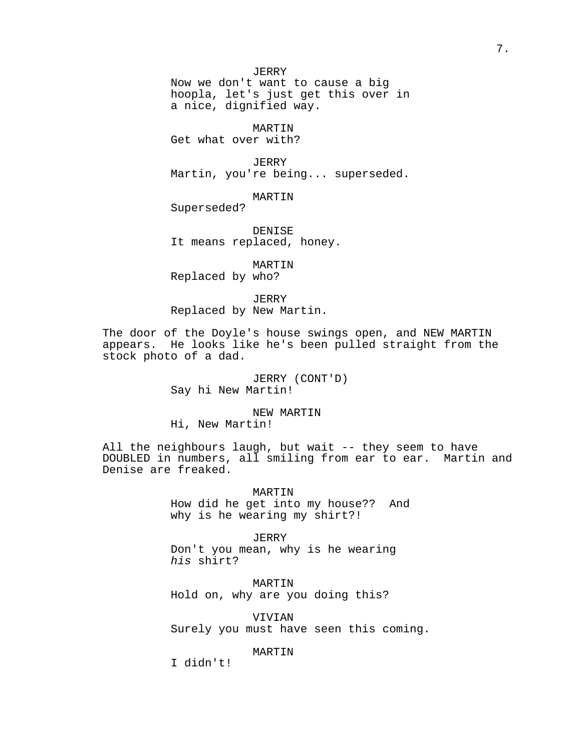JERRY
Now we don't want to cause a big hoopla, let's just get this over in a nice, dignified way.

MARTIN
Get what over with?

JERRY
Martin, you're being... superseded.

MARTIN
Superseded?

DENISE
It means replaced, honey.

MARTIN
Replaced by who?

JERRY
Replaced by New Martin.

The door of the Doyle's house swings open, and NEW MARTIN appears. He looks like he's been pulled straight from the stock photo of a dad.

JERRY (CONT'D)
Say hi New Martin!

NEW MARTIN
Hi, New Martin!

All the neighbours laugh, but wait -- they seem to have DOUBLED in numbers, all smiling from ear to ear. Martin and Denise are freaked.

MARTIN
How did he get into my house?? And why is he wearing my shirt?!

JERRY
Don't you mean, why is he wearing *his* shirt?

MARTIN
Hold on, why are you doing this?

VIVIAN
Surely you must have seen this coming.

MARTIN
I didn't!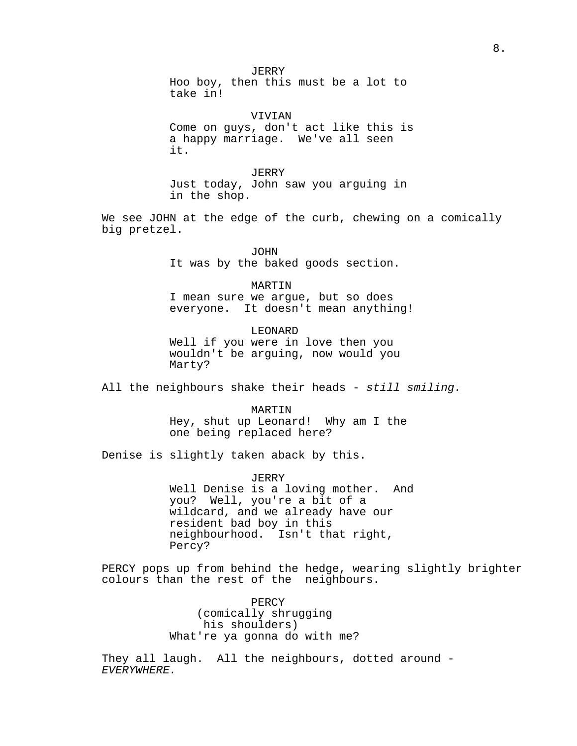JERRY
Hoo boy, then this must be a lot to take in!

VIVIAN
Come on guys, don't act like this is a happy marriage.  We've all seen it.

JERRY
Just today, John saw you arguing in in the shop.

We see JOHN at the edge of the curb, chewing on a comically big pretzel.

JOHN
It was by the baked goods section.

MARTIN
I mean sure we argue, but so does everyone.  It doesn't mean anything!

LEONARD
Well if you were in love then you wouldn't be arguing, now would you Marty?

All the neighbours shake their heads - *still smiling.*

MARTIN
Hey, shut up Leonard!  Why am I the one being replaced here?

Denise is slightly taken aback by this.

JERRY
Well Denise is a loving mother.  And you?  Well, you're a bit of a wildcard, and we already have our resident bad boy in this neighbourhood.  Isn't that right, Percy?

PERCY pops up from behind the hedge, wearing slightly brighter colours than the rest of the  neighbours.

PERCY
(comically shrugging his shoulders)
What're ya gonna do with me?

They all laugh.  All the neighbours, dotted around - *EVERYWHERE.*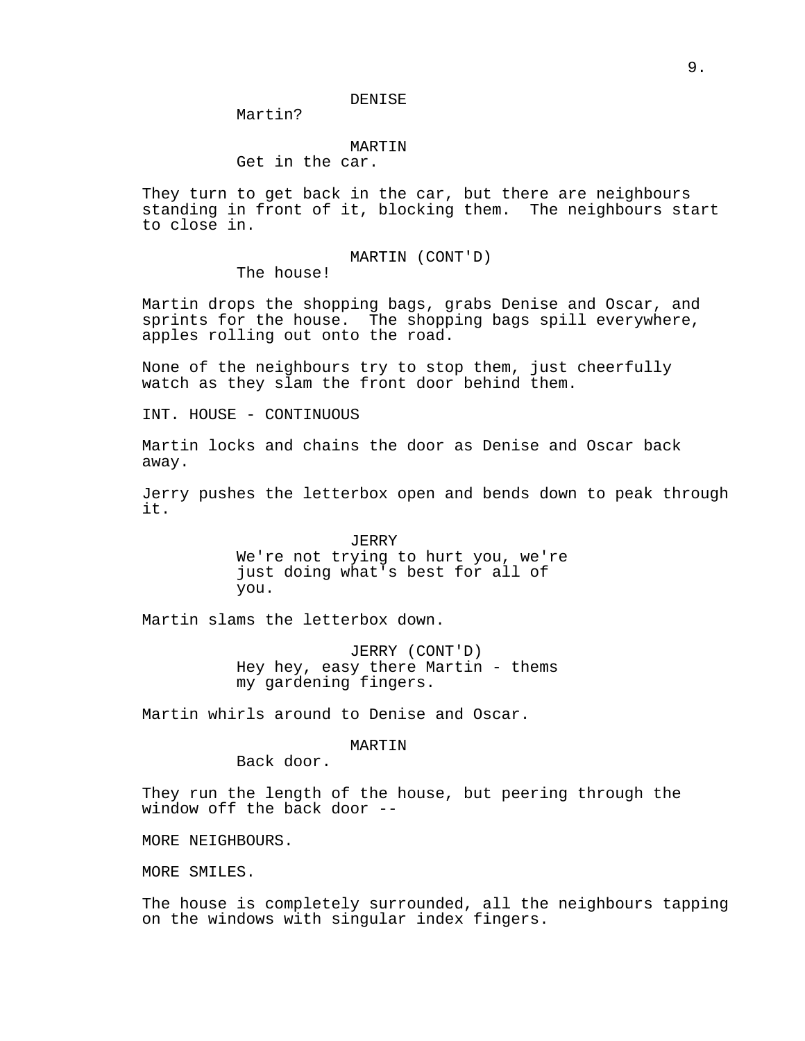DENISE
Martin?

MARTIN
Get in the car.

They turn to get back in the car, but there are neighbours standing in front of it, blocking them. The neighbours start to close in.

MARTIN (CONT'D)
The house!

Martin drops the shopping bags, grabs Denise and Oscar, and sprints for the house. The shopping bags spill everywhere, apples rolling out onto the road.

None of the neighbours try to stop them, just cheerfully watch as they slam the front door behind them.

INT. HOUSE - CONTINUOUS

Martin locks and chains the door as Denise and Oscar back away.

Jerry pushes the letterbox open and bends down to peak through it.

JERRY
We're not trying to hurt you, we're just doing what's best for all of you.

Martin slams the letterbox down.

JERRY (CONT'D)
Hey hey, easy there Martin - thems my gardening fingers.

Martin whirls around to Denise and Oscar.

MARTIN
Back door.

They run the length of the house, but peering through the window off the back door --

MORE NEIGHBOURS.

MORE SMILES.

The house is completely surrounded, all the neighbours tapping on the windows with singular index fingers.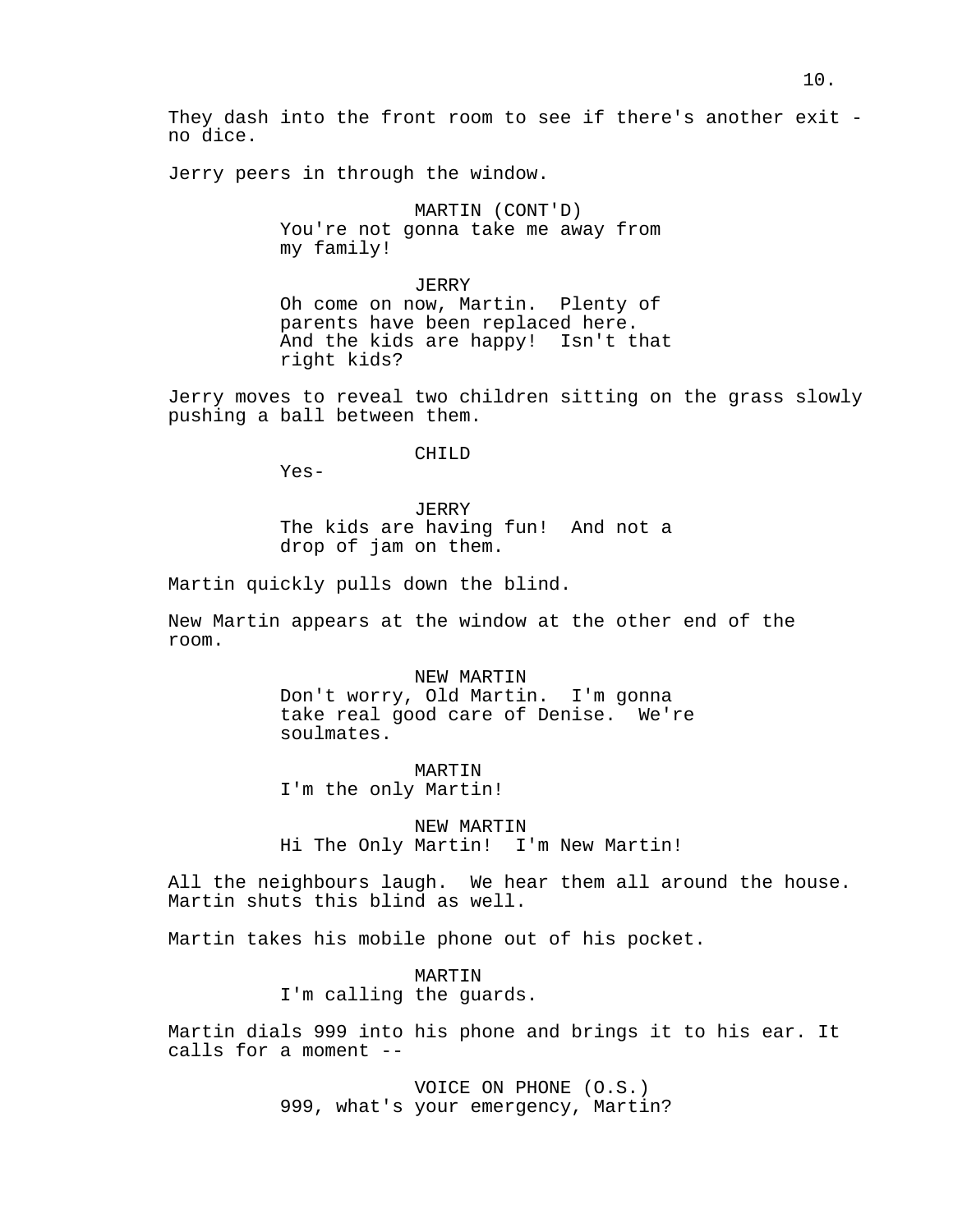They dash into the front room to see if there's another exit - no dice.

Jerry peers in through the window.

MARTIN (CONT'D)
You're not gonna take me away from my family!

JERRY
Oh come on now, Martin. Plenty of parents have been replaced here. And the kids are happy! Isn't that right kids?

Jerry moves to reveal two children sitting on the grass slowly pushing a ball between them.

CHILD
Yes-

JERRY
The kids are having fun! And not a drop of jam on them.

Martin quickly pulls down the blind.

New Martin appears at the window at the other end of the room.

NEW MARTIN
Don't worry, Old Martin. I'm gonna take real good care of Denise. We're soulmates.

MARTIN
I'm the only Martin!

NEW MARTIN
Hi The Only Martin! I'm New Martin!

All the neighbours laugh. We hear them all around the house. Martin shuts this blind as well.

Martin takes his mobile phone out of his pocket.

MARTIN
I'm calling the guards.

Martin dials 999 into his phone and brings it to his ear. It calls for a moment --

VOICE ON PHONE (O.S.)
999, what's your emergency, Martin?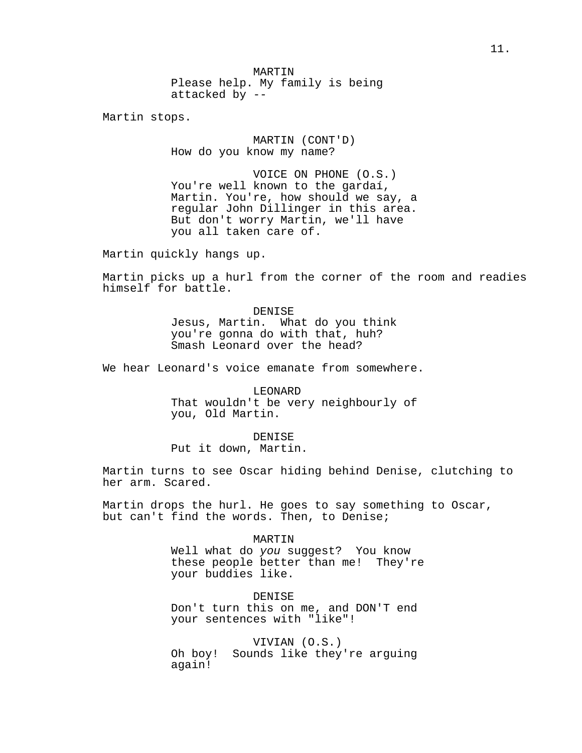MARTIN

Please help. My family is being attacked by --

Martin stops.

MARTIN (CONT'D)

How do you know my name?

VOICE ON PHONE (O.S.)

You're well known to the gardaí, Martin. You're, how should we say, a regular John Dillinger in this area. But don't worry Martin, we'll have you all taken care of.

Martin quickly hangs up.

Martin picks up a hurl from the corner of the room and readies himself for battle.

DENISE

Jesus, Martin. What do you think you're gonna do with that, huh? Smash Leonard over the head?

We hear Leonard's voice emanate from somewhere.

LEONARD

That wouldn't be very neighbourly of you, Old Martin.

DENISE

Put it down, Martin.

Martin turns to see Oscar hiding behind Denise, clutching to her arm. Scared.

Martin drops the hurl. He goes to say something to Oscar, but can't find the words. Then, to Denise;

MARTIN

Well what do *you* suggest? You know these people better than me! They're your buddies like.

DENISE

Don't turn this on me, and DON'T end your sentences with "like"!

VIVIAN (O.S.)

Oh boy! Sounds like they're arguing again!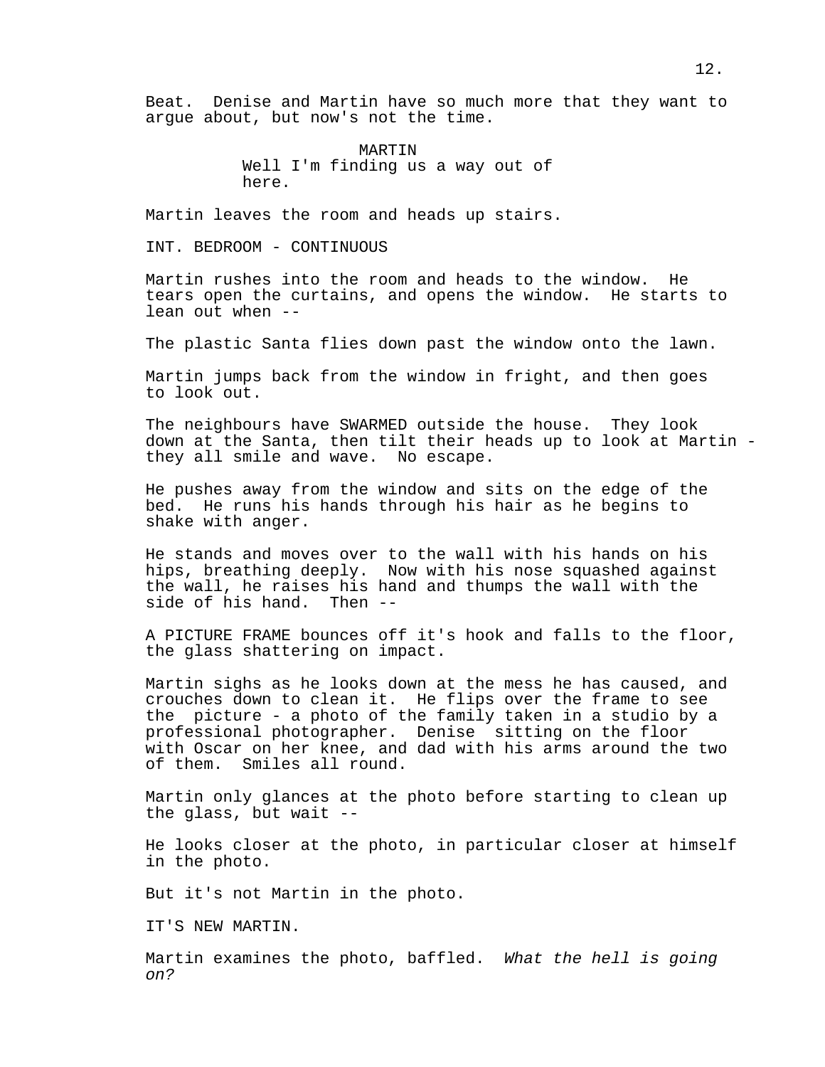Beat. Denise and Martin have so much more that they want to argue about, but now's not the time.

MARTIN
Well I'm finding us a way out of here.

Martin leaves the room and heads up stairs.

INT. BEDROOM - CONTINUOUS

Martin rushes into the room and heads to the window. He tears open the curtains, and opens the window. He starts to lean out when --

The plastic Santa flies down past the window onto the lawn.

Martin jumps back from the window in fright, and then goes to look out.

The neighbours have SWARMED outside the house. They look down at the Santa, then tilt their heads up to look at Martin - they all smile and wave. No escape.

He pushes away from the window and sits on the edge of the bed. He runs his hands through his hair as he begins to shake with anger.

He stands and moves over to the wall with his hands on his hips, breathing deeply. Now with his nose squashed against the wall, he raises his hand and thumps the wall with the side of his hand. Then --

A PICTURE FRAME bounces off it's hook and falls to the floor, the glass shattering on impact.

Martin sighs as he looks down at the mess he has caused, and crouches down to clean it. He flips over the frame to see the picture - a photo of the family taken in a studio by a professional photographer. Denise sitting on the floor with Oscar on her knee, and dad with his arms around the two of them. Smiles all round.

Martin only glances at the photo before starting to clean up the glass, but wait --

He looks closer at the photo, in particular closer at himself in the photo.

But it's not Martin in the photo.

IT'S NEW MARTIN.

Martin examines the photo, baffled. *What the hell is going on?*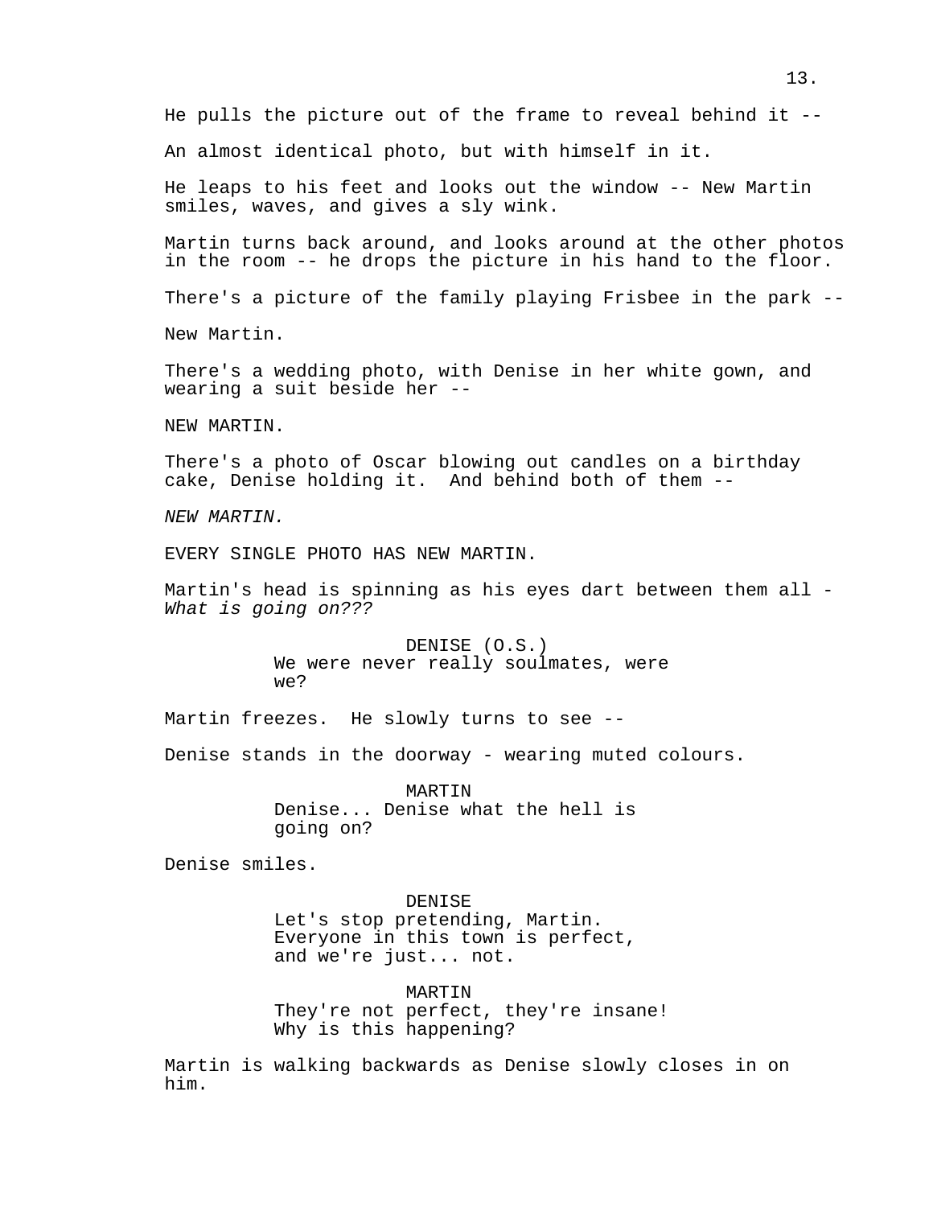He pulls the picture out of the frame to reveal behind it --

An almost identical photo, but with himself in it.

He leaps to his feet and looks out the window -- New Martin smiles, waves, and gives a sly wink.

Martin turns back around, and looks around at the other photos in the room -- he drops the picture in his hand to the floor.

There's a picture of the family playing Frisbee in the park --

New Martin.

There's a wedding photo, with Denise in her white gown, and wearing a suit beside her --

NEW MARTIN.

There's a photo of Oscar blowing out candles on a birthday cake, Denise holding it. And behind both of them --

*NEW MARTIN.*

EVERY SINGLE PHOTO HAS NEW MARTIN.

Martin's head is spinning as his eyes dart between them all - *What is going on???*

DENISE (O.S.)
We were never really soulmates, were we?

Martin freezes. He slowly turns to see --

Denise stands in the doorway - wearing muted colours.

MARTIN
Denise... Denise what the hell is going on?

Denise smiles.

DENISE
Let's stop pretending, Martin. Everyone in this town is perfect, and we're just... not.

MARTIN
They're not perfect, they're insane! Why is this happening?

Martin is walking backwards as Denise slowly closes in on him.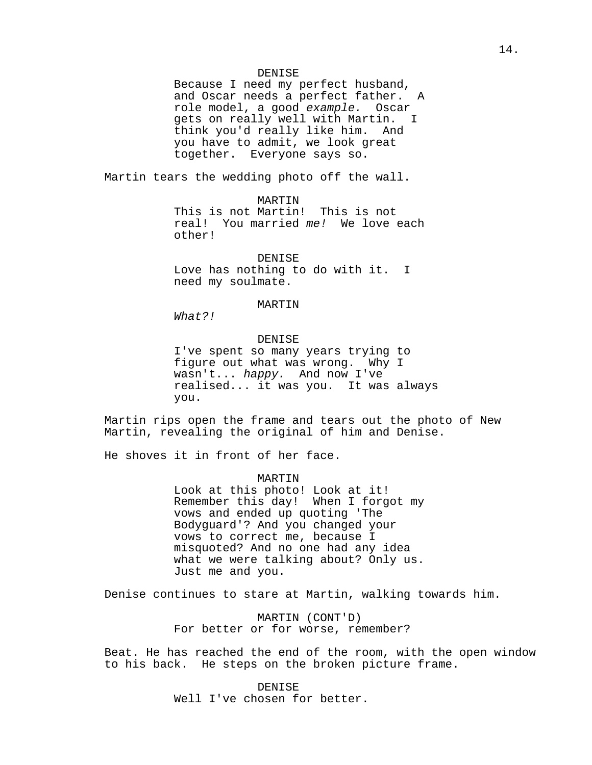DENISE

Because I need my perfect husband, and Oscar needs a perfect father. A role model, a good *example.* Oscar gets on really well with Martin. I think you'd really like him. And you have to admit, we look great together. Everyone says so.

Martin tears the wedding photo off the wall.

MARTIN

This is not Martin! This is not real! You married *me!* We love each other!

DENISE

Love has nothing to do with it. I need my soulmate.

MARTIN

*What?!*

DENISE

I've spent so many years trying to figure out what was wrong. Why I wasn't... *happy.* And now I've realised... it was you. It was always you.

Martin rips open the frame and tears out the photo of New Martin, revealing the original of him and Denise.

He shoves it in front of her face.

MARTIN

Look at this photo! Look at it! Remember this day! When I forgot my vows and ended up quoting 'The Bodyguard'? And you changed your vows to correct me, because I misquoted? And no one had any idea what we were talking about? Only us. Just me and you.

Denise continues to stare at Martin, walking towards him.

MARTIN (CONT'D)

For better or for worse, remember?

Beat. He has reached the end of the room, with the open window to his back. He steps on the broken picture frame.

DENISE

Well I've chosen for better.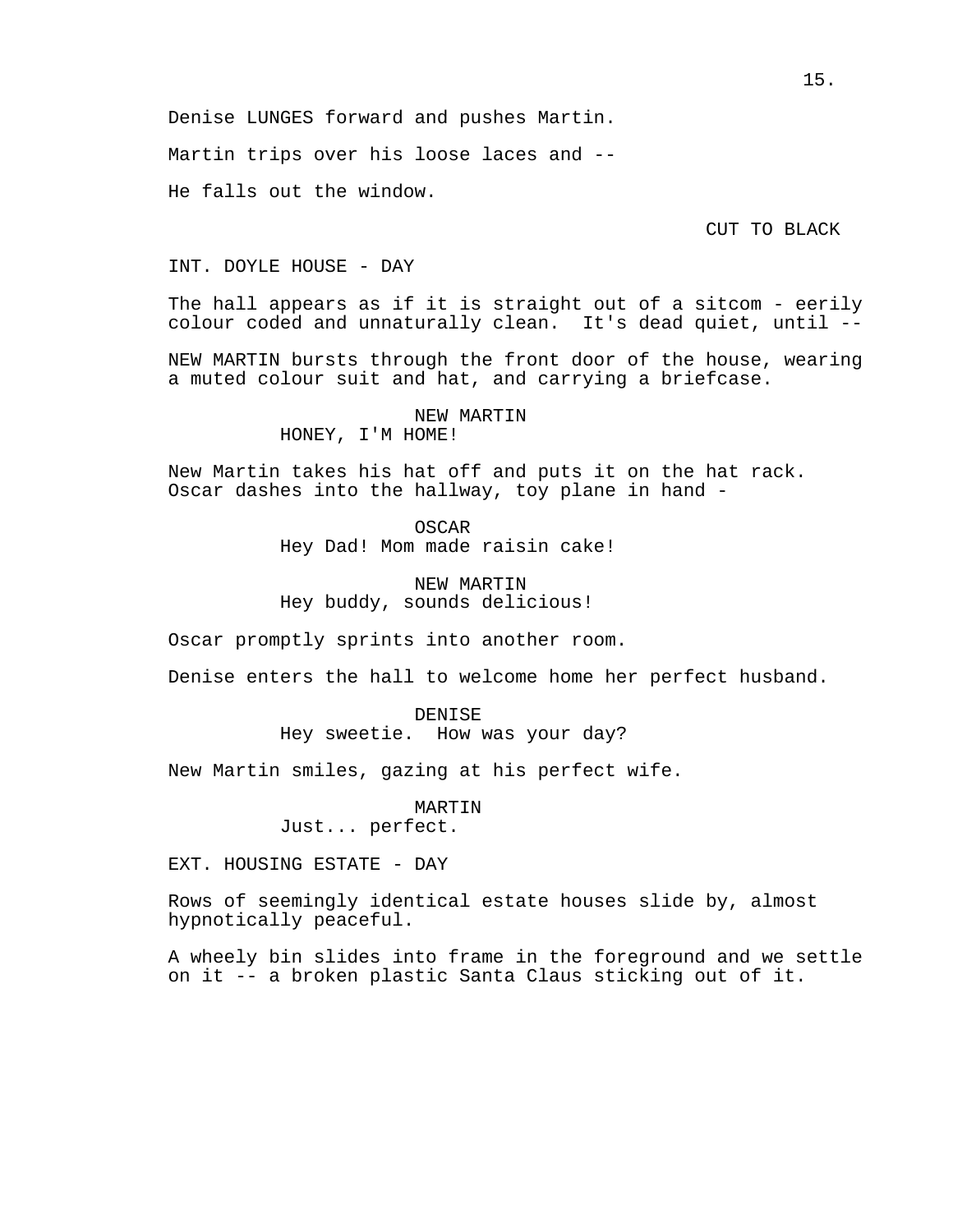Denise LUNGES forward and pushes Martin.

Martin trips over his loose laces and --

He falls out the window.

CUT TO BLACK

INT. DOYLE HOUSE - DAY

The hall appears as if it is straight out of a sitcom - eerily colour coded and unnaturally clean. It's dead quiet, until --

NEW MARTIN bursts through the front door of the house, wearing a muted colour suit and hat, and carrying a briefcase.

NEW MARTIN
HONEY, I'M HOME!

New Martin takes his hat off and puts it on the hat rack. Oscar dashes into the hallway, toy plane in hand -

OSCAR
Hey Dad! Mom made raisin cake!

NEW MARTIN
Hey buddy, sounds delicious!

Oscar promptly sprints into another room.

Denise enters the hall to welcome home her perfect husband.

DENISE
Hey sweetie. How was your day?

New Martin smiles, gazing at his perfect wife.

MARTIN
Just... perfect.

EXT. HOUSING ESTATE - DAY

Rows of seemingly identical estate houses slide by, almost hypnotically peaceful.

A wheely bin slides into frame in the foreground and we settle on it -- a broken plastic Santa Claus sticking out of it.